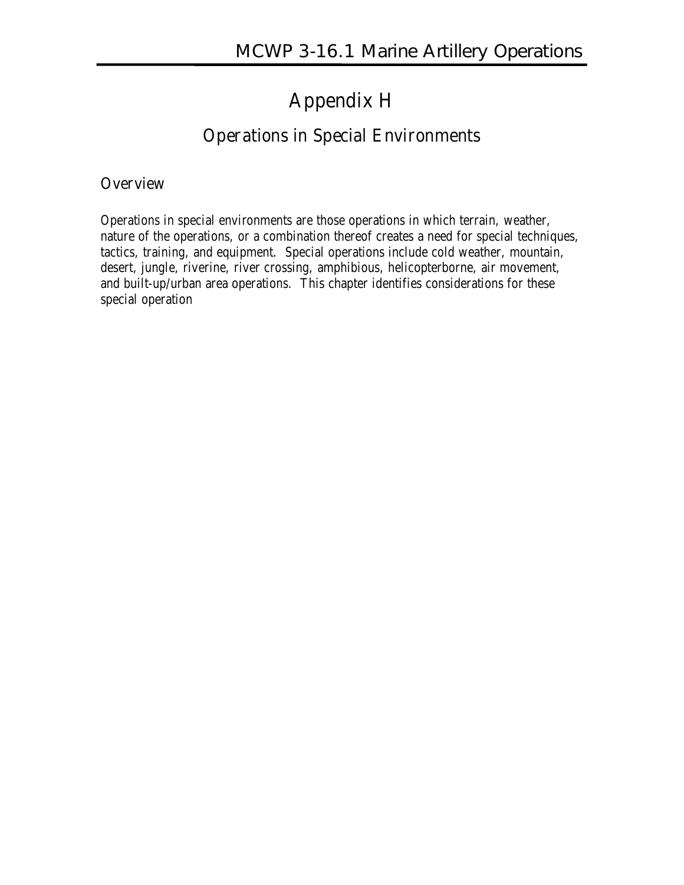# Appendix H

## Operations in Special Environments

### Overview

Operations in special environments are those operations in which terrain, weather, nature of the operations, or a combination thereof creates a need for special techniques, tactics, training, and equipment. Special operations include cold weather, mountain, desert, jungle, riverine, river crossing, amphibious, helicopterborne, air movement, and built-up/urban area operations. This chapter identifies considerations for these special operation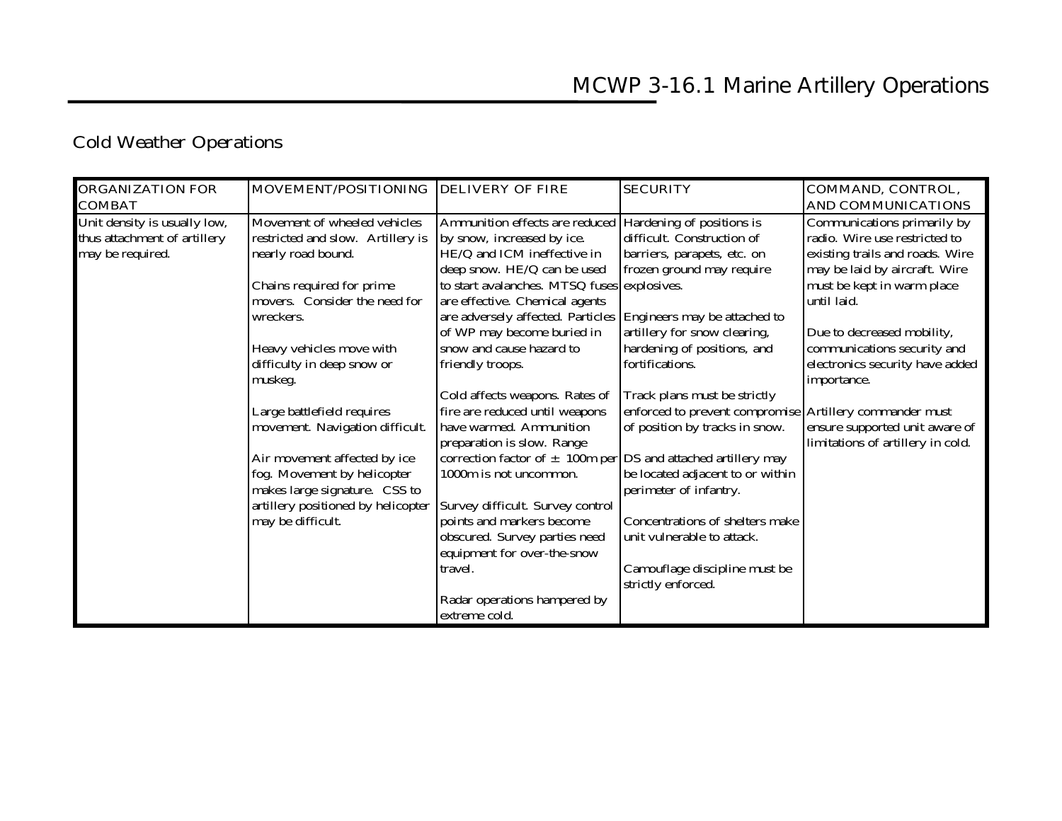## Cold Weather Operations

| ORGANIZATION FOR COMBAT | MOVEMENT/POSITIONING | DELIVERY OF FIRE | SECURITY | COMMAND, CONTROL, AND COMMUNICATIONS |
|---|---|---|---|---|
| Unit density is usually low, thus attachment of artillery may be required. | Movement of wheeled vehicles restricted and slow. Artillery is nearly road bound.<br><br>Chains required for prime movers. Consider the need for wreckers.<br><br>Heavy vehicles move with difficulty in deep snow or muskeg.<br><br>Large battlefield requires movement. Navigation difficult.<br><br>Air movement affected by ice fog. Movement by helicopter makes large signature. CSS to artillery positioned by helicopter may be difficult. | Ammunition effects are reduced by snow, increased by ice. HE/Q and ICM ineffective in deep snow. HE/Q can be used to start avalanches. MTSQ fuses are effective. Chemical agents are adversely affected. Particles of WP may become buried in snow and cause hazard to friendly troops.<br><br>Cold affects weapons. Rates of fire are reduced until weapons have warmed. Ammunition preparation is slow. Range correction factor of ± 100m per 1000m is not uncommon.<br><br>Survey difficult. Survey control points and markers become obscured. Survey parties need equipment for over-the-snow travel.<br><br>Radar operations hampered by extreme cold. | Hardening of positions is difficult. Construction of barriers, parapets, etc. on frozen ground may require explosives.<br><br>Engineers may be attached to artillery for snow clearing, hardening of positions, and fortifications.<br><br>Track plans must be strictly enforced to prevent compromise of position by tracks in snow.<br><br>DS and attached artillery may be located adjacent to or within perimeter of infantry.<br><br>Concentrations of shelters make unit vulnerable to attack.<br><br>Camouflage discipline must be strictly enforced. | Communications primarily by radio. Wire use restricted to existing trails and roads. Wire may be laid by aircraft. Wire must be kept in warm place until laid.<br><br>Due to decreased mobility, communications security and electronics security have added importance.<br><br>Artillery commander must ensure supported unit aware of limitations of artillery in cold. |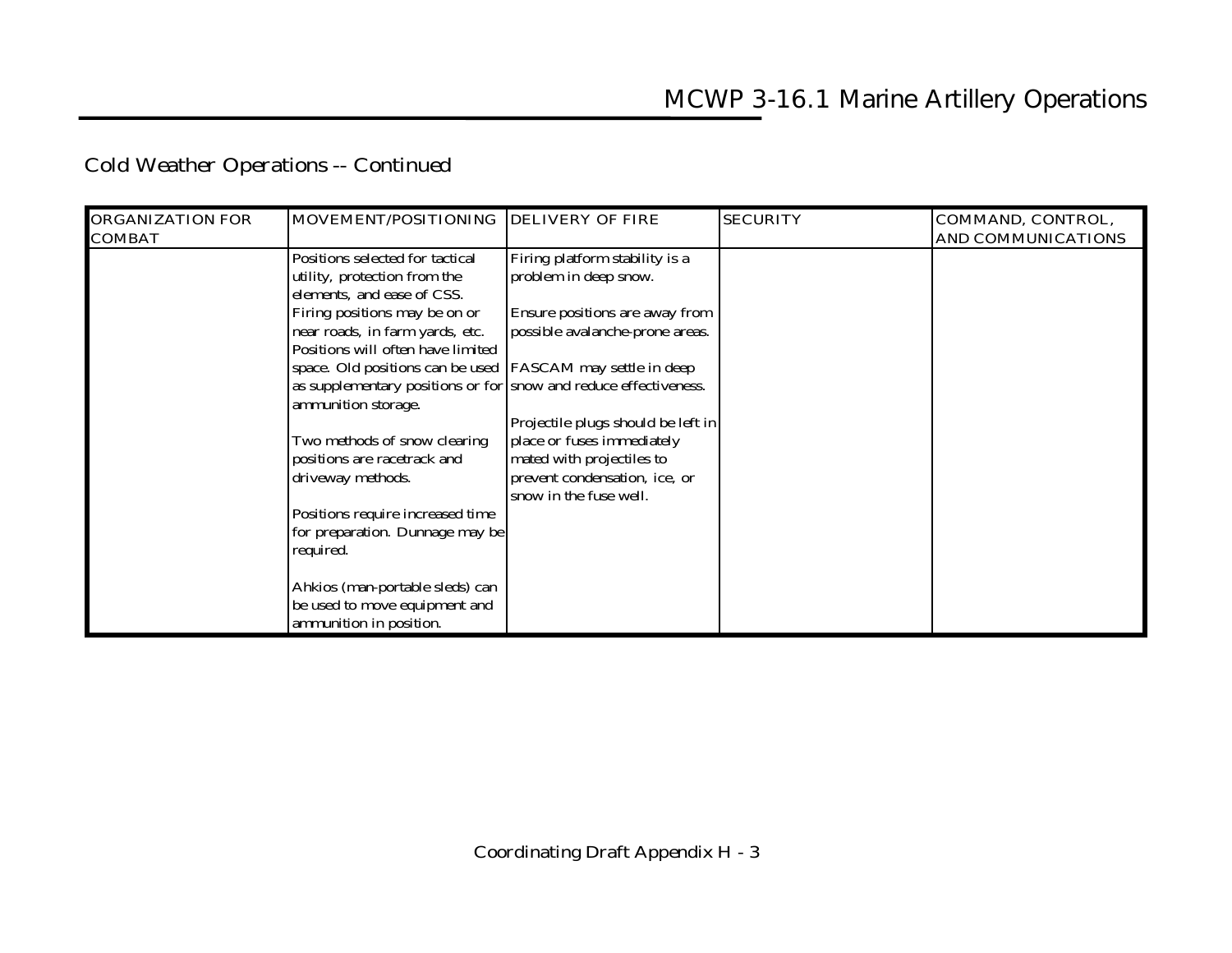## Cold Weather Operations -- Continued

| ORGANIZATION FOR COMBAT | MOVEMENT/POSITIONING | DELIVERY OF FIRE | SECURITY | COMMAND, CONTROL, AND COMMUNICATIONS |
|---|---|---|---|---|
| | Positions selected for tactical utility, protection from the elements, and ease of CSS. Firing positions may be on or near roads, in farm yards, etc. Positions will often have limited space. Old positions can be used as supplementary positions or for ammunition storage.<br><br>Two methods of snow clearing positions are racetrack and driveway methods.<br><br>Positions require increased time for preparation. Dunnage may be required.<br><br>Ahkios (man-portable sleds) can be used to move equipment and ammunition in position. | Firing platform stability is a problem in deep snow.<br><br>Ensure positions are away from possible avalanche-prone areas.<br><br>FASCAM may settle in deep snow and reduce effectiveness.<br><br>Projectile plugs should be left in place or fuses immediately mated with projectiles to prevent condensation, ice, or snow in the fuse well. | | |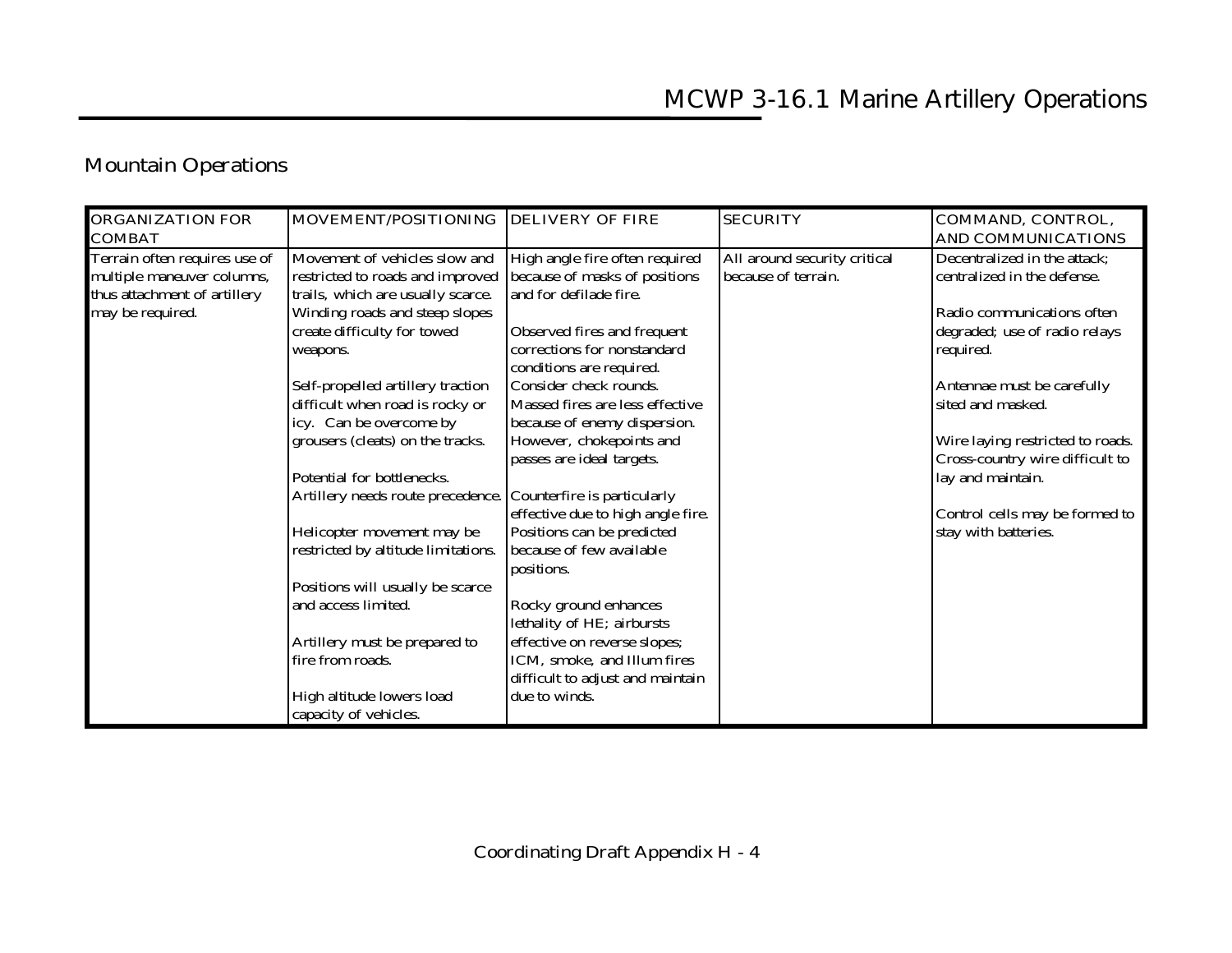## Mountain Operations

| ORGANIZATION FOR COMBAT | MOVEMENT/POSITIONING | DELIVERY OF FIRE | SECURITY | COMMAND, CONTROL, AND COMMUNICATIONS |
|---|---|---|---|---|
| Terrain often requires use of multiple maneuver columns, thus attachment of artillery may be required. | Movement of vehicles slow and restricted to roads and improved trails, which are usually scarce. Winding roads and steep slopes create difficulty for towed weapons.<br><br>Self-propelled artillery traction difficult when road is rocky or icy. Can be overcome by grousers (cleats) on the tracks.<br><br>Potential for bottlenecks. Artillery needs route precedence.<br><br>Helicopter movement may be restricted by altitude limitations.<br><br>Positions will usually be scarce and access limited.<br><br>Artillery must be prepared to fire from roads.<br><br>High altitude lowers load capacity of vehicles. | High angle fire often required because of masks of positions and for defilade fire.<br><br>Observed fires and frequent corrections for nonstandard conditions are required. Consider check rounds. Massed fires are less effective because of enemy dispersion. However, chokepoints and passes are ideal targets.<br><br>Counterfire is particularly effective due to high angle fire. Positions can be predicted because of few available positions.<br><br>Rocky ground enhances lethality of HE; airbursts effective on reverse slopes; ICM, smoke, and Illum fires difficult to adjust and maintain due to winds. | All around security critical because of terrain. | Decentralized in the attack; centralized in the defense.<br><br>Radio communications often degraded; use of radio relays required.<br><br>Antennae must be carefully sited and masked.<br><br>Wire laying restricted to roads. Cross-country wire difficult to lay and maintain.<br><br>Control cells may be formed to stay with batteries. |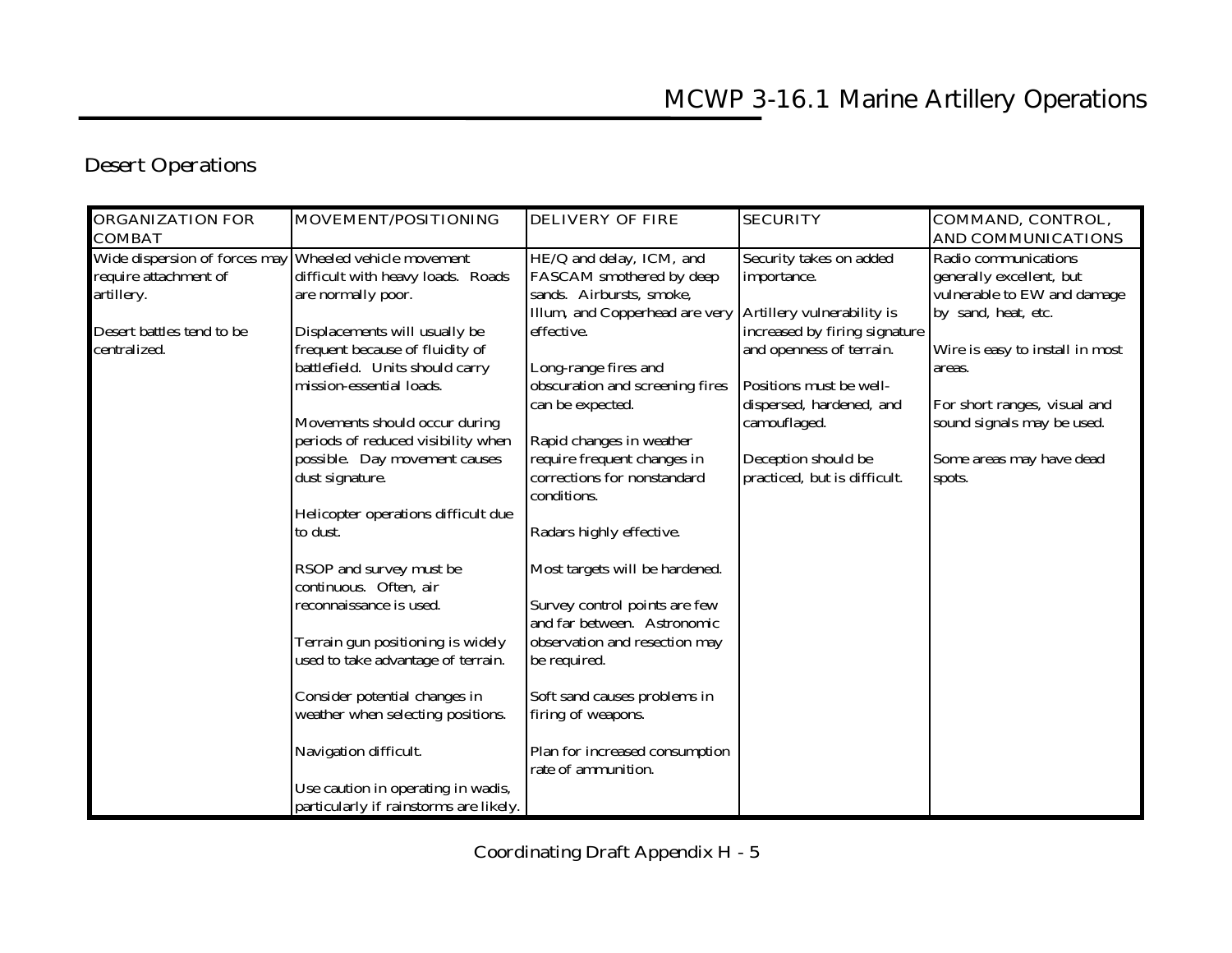## Desert Operations

| ORGANIZATION FOR COMBAT | MOVEMENT/POSITIONING | DELIVERY OF FIRE | SECURITY | COMMAND, CONTROL, AND COMMUNICATIONS |
|---|---|---|---|---|
| Wide dispersion of forces may require attachment of artillery.<br><br>Desert battles tend to be centralized. | Wheeled vehicle movement difficult with heavy loads. Roads are normally poor.<br><br>Displacements will usually be frequent because of fluidity of battlefield. Units should carry mission-essential loads.<br><br>Movements should occur during periods of reduced visibility when possible. Day movement causes dust signature.<br><br>Helicopter operations difficult due to dust.<br><br>RSOP and survey must be continuous. Often, air reconnaissance is used.<br><br>Terrain gun positioning is widely used to take advantage of terrain.<br><br>Consider potential changes in weather when selecting positions.<br><br>Navigation difficult.<br><br>Use caution in operating in wadis, particularly if rainstorms are likely. | HE/Q and delay, ICM, and FASCAM smothered by deep sands. Airbursts, smoke, Illum, and Copperhead are very effective.<br><br>Long-range fires and obscuration and screening fires can be expected.<br><br>Rapid changes in weather require frequent changes in corrections for nonstandard conditions.<br><br>Radars highly effective.<br><br>Most targets will be hardened.<br><br>Survey control points are few and far between. Astronomic observation and resection may be required.<br><br>Soft sand causes problems in firing of weapons.<br><br>Plan for increased consumption rate of ammunition. | Security takes on added importance.<br><br>Artillery vulnerability is increased by firing signature and openness of terrain.<br><br>Positions must be well-dispersed, hardened, and camouflaged.<br><br>Deception should be practiced, but is difficult. | Radio communications generally excellent, but vulnerable to EW and damage by sand, heat, etc.<br><br>Wire is easy to install in most areas.<br><br>For short ranges, visual and sound signals may be used.<br><br>Some areas may have dead spots. |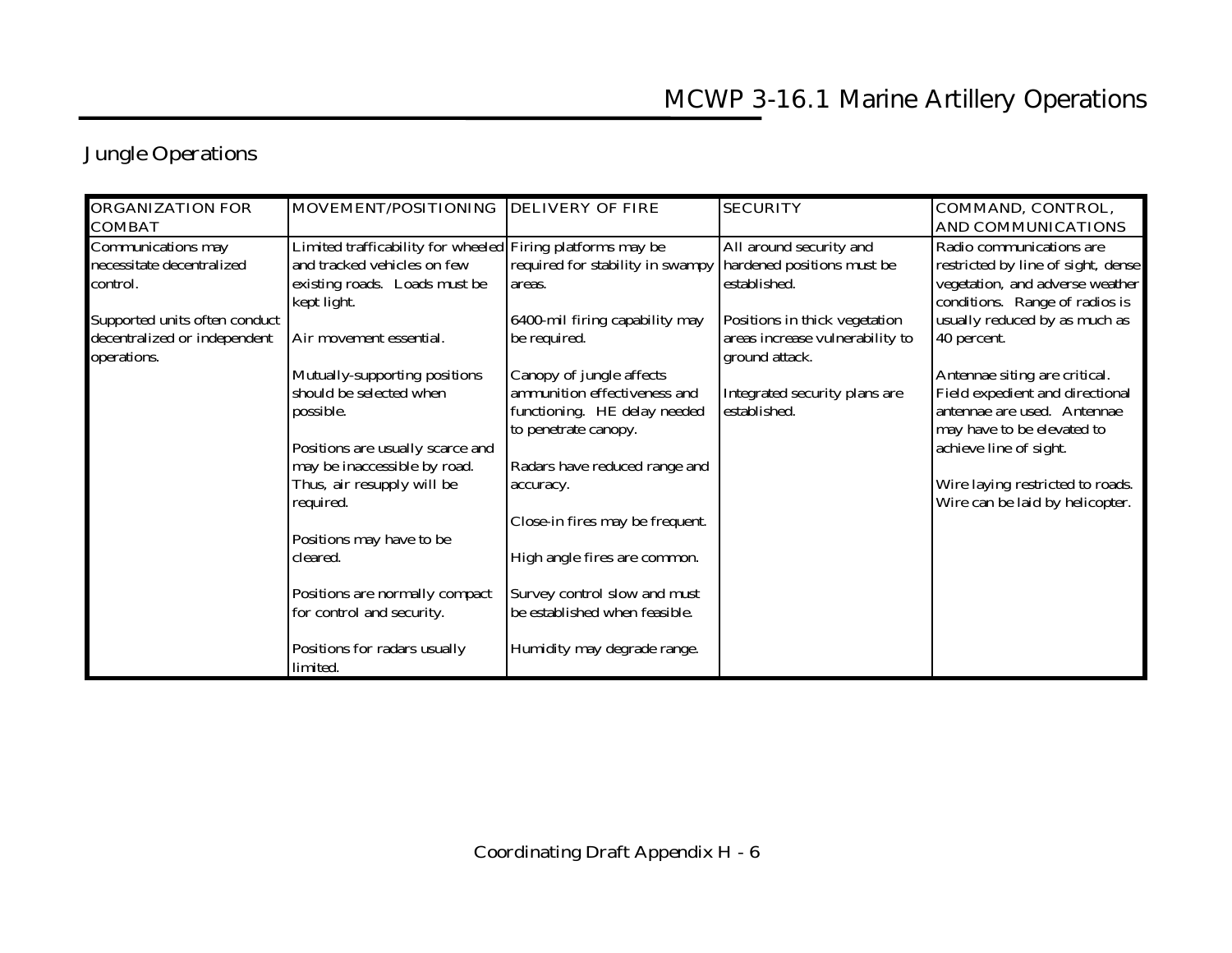## Jungle Operations

| ORGANIZATION FOR COMBAT | MOVEMENT/POSITIONING | DELIVERY OF FIRE | SECURITY | COMMAND, CONTROL, AND COMMUNICATIONS |
|---|---|---|---|---|
| Communications may necessitate decentralized control.<br><br>Supported units often conduct decentralized or independent operations. | Limited trafficability for wheeled and tracked vehicles on few existing roads. Loads must be kept light.<br><br>Air movement essential.<br><br>Mutually-supporting positions should be selected when possible.<br><br>Positions are usually scarce and may be inaccessible by road. Thus, air resupply will be required.<br><br>Positions may have to be cleared.<br><br>Positions are normally compact for control and security.<br><br>Positions for radars usually limited. | Firing platforms may be required for stability in swampy areas.<br><br>6400-mil firing capability may be required.<br><br>Canopy of jungle affects ammunition effectiveness and functioning. HE delay needed to penetrate canopy.<br><br>Radars have reduced range and accuracy.<br><br>Close-in fires may be frequent.<br><br>High angle fires are common.<br><br>Survey control slow and must be established when feasible.<br><br>Humidity may degrade range. | All around security and hardened positions must be established.<br><br>Positions in thick vegetation areas increase vulnerability to ground attack.<br><br>Integrated security plans are established. | Radio communications are restricted by line of sight, dense vegetation, and adverse weather conditions. Range of radios is usually reduced by as much as 40 percent.<br><br>Antennae siting are critical. Field expedient and directional antennae are used. Antennae may have to be elevated to achieve line of sight.<br><br>Wire laying restricted to roads. Wire can be laid by helicopter. |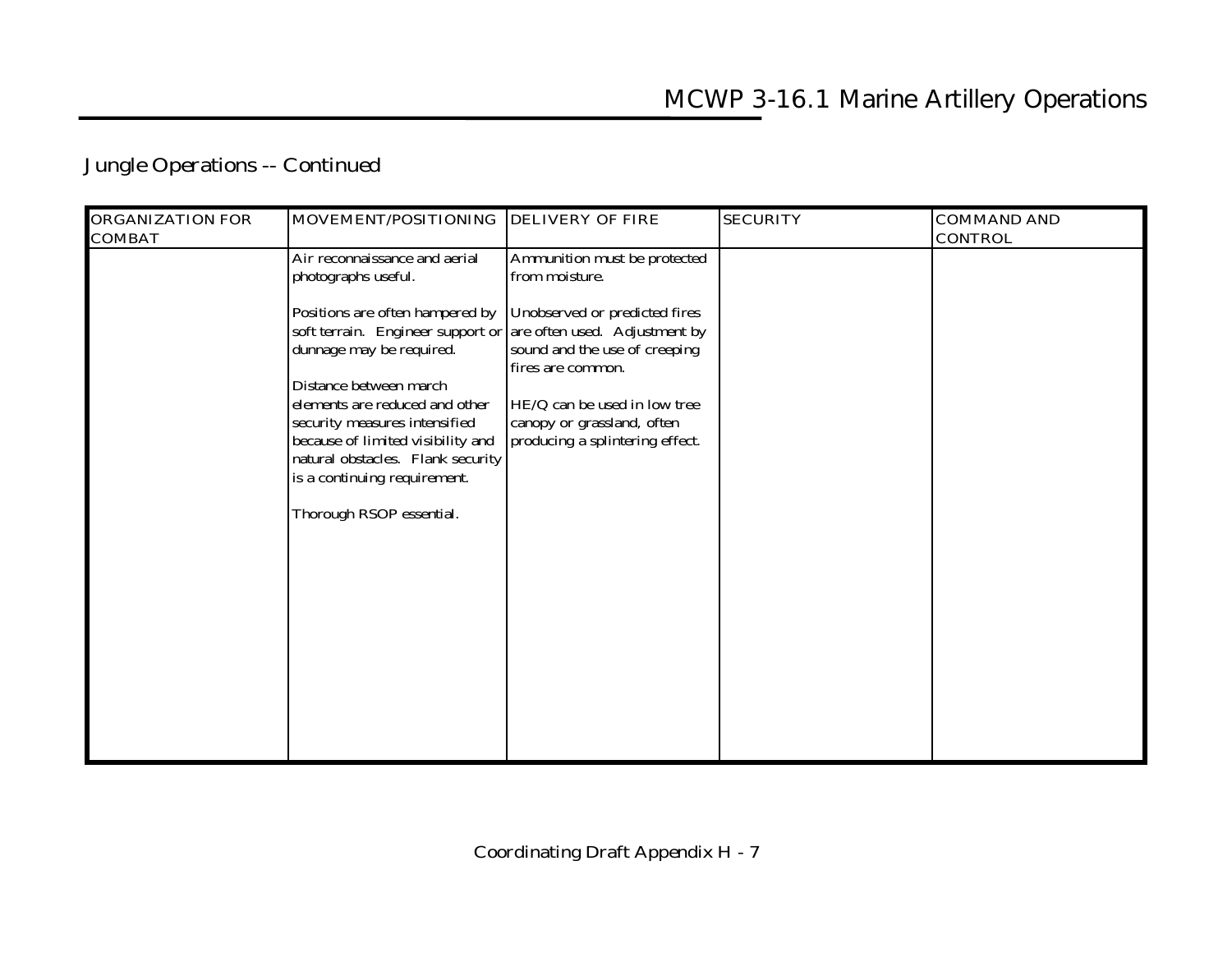## Jungle Operations -- Continued

| ORGANIZATION FOR COMBAT | MOVEMENT/POSITIONING | DELIVERY OF FIRE | SECURITY | COMMAND AND CONTROL |
|---|---|---|---|---|
| | Air reconnaissance and aerial photographs useful.<br><br>Positions are often hampered by soft terrain. Engineer support or dunnage may be required.<br><br>Distance between march elements are reduced and other security measures intensified because of limited visibility and natural obstacles. Flank security is a continuing requirement.<br><br>Thorough RSOP essential. | Ammunition must be protected from moisture.<br><br>Unobserved or predicted fires are often used. Adjustment by sound and the use of creeping fires are common.<br><br>HE/Q can be used in low tree canopy or grassland, often producing a splintering effect. | | |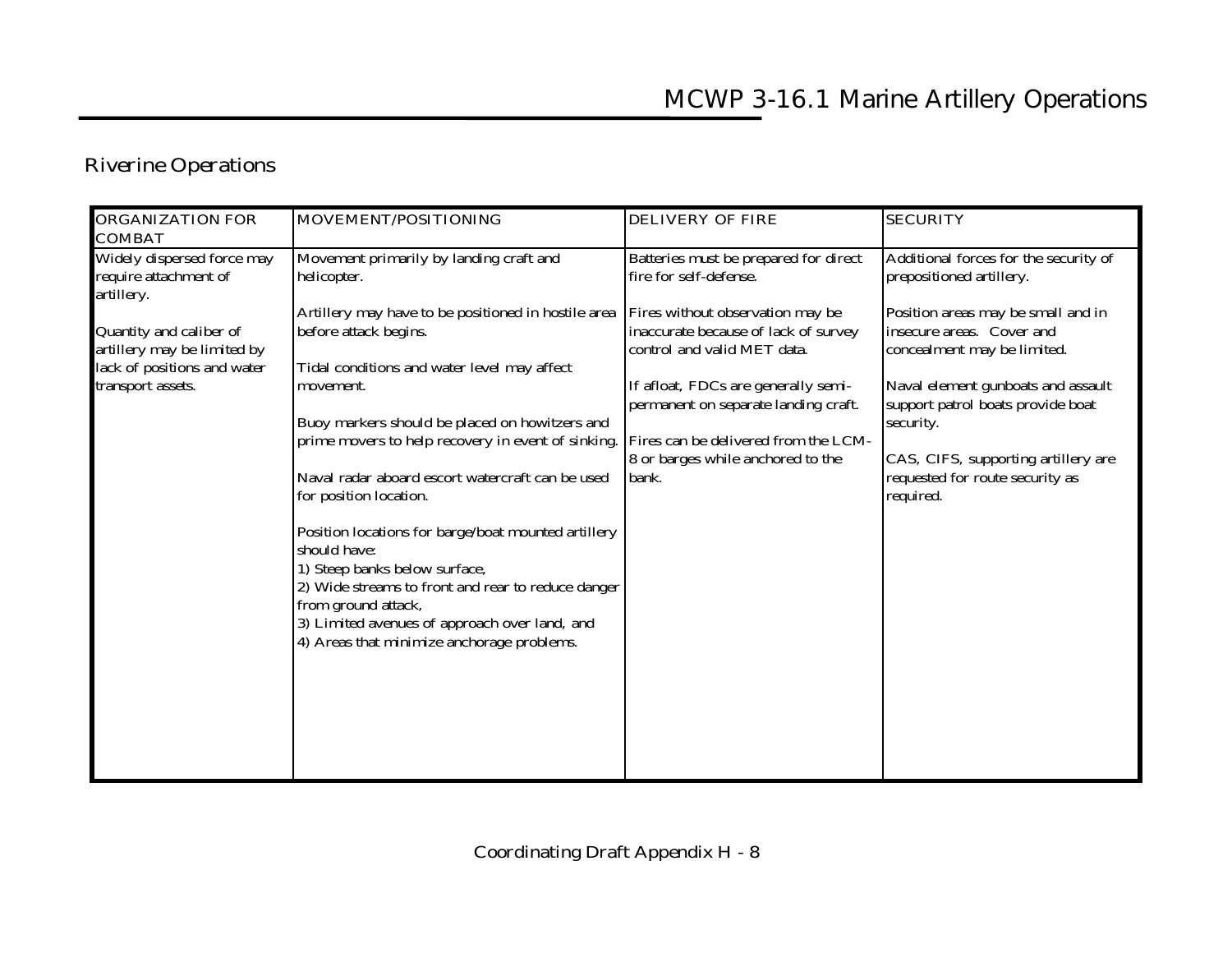## Riverine Operations

| ORGANIZATION FOR COMBAT | MOVEMENT/POSITIONING | DELIVERY OF FIRE | SECURITY |
|---|---|---|---|
| Widely dispersed force may require attachment of artillery.<br><br>Quantity and caliber of artillery may be limited by lack of positions and water transport assets. | Movement primarily by landing craft and helicopter.<br><br>Artillery may have to be positioned in hostile area before attack begins.<br><br>Tidal conditions and water level may affect movement.<br><br>Buoy markers should be placed on howitzers and prime movers to help recovery in event of sinking.<br><br>Naval radar aboard escort watercraft can be used for position location.<br><br>Position locations for barge/boat mounted artillery should have:<br>1) Steep banks below surface,<br>2) Wide streams to front and rear to reduce danger from ground attack,<br>3) Limited avenues of approach over land, and<br>4) Areas that minimize anchorage problems. | Batteries must be prepared for direct fire for self-defense.<br><br>Fires without observation may be inaccurate because of lack of survey control and valid MET data.<br><br>If afloat, FDCs are generally semi-permanent on separate landing craft.<br><br>Fires can be delivered from the LCM-8 or barges while anchored to the bank. | Additional forces for the security of prepositioned artillery.<br><br>Position areas may be small and in insecure areas. Cover and concealment may be limited.<br><br>Naval element gunboats and assault support patrol boats provide boat security.<br><br>CAS, CIFS, supporting artillery are requested for route security as required. |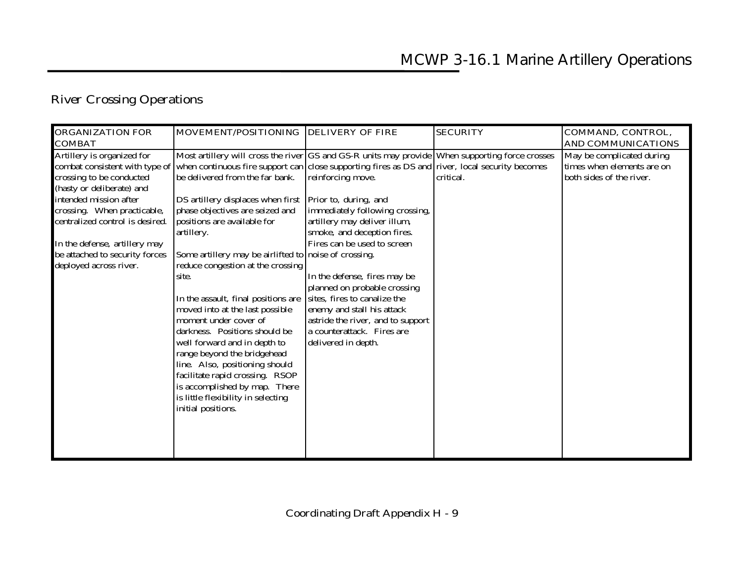## River Crossing Operations

| ORGANIZATION FOR COMBAT | MOVEMENT/POSITIONING | DELIVERY OF FIRE | SECURITY | COMMAND, CONTROL, AND COMMUNICATIONS |
|---|---|---|---|---|
| Artillery is organized for combat consistent with type of crossing to be conducted (hasty or deliberate) and intended mission after crossing. When practicable, centralized control is desired.<br><br>In the defense, artillery may be attached to security forces deployed across river. | Most artillery will cross the river when continuous fire support can be delivered from the far bank.<br><br>DS artillery displaces when first phase objectives are seized and positions are available for artillery.<br><br>Some artillery may be airlifted to reduce congestion at the crossing site.<br><br>In the assault, final positions are moved into at the last possible moment under cover of darkness. Positions should be well forward and in depth to range beyond the bridgehead line. Also, positioning should facilitate rapid crossing. RSOP is accomplished by map. There is little flexibility in selecting initial positions. | GS and GS-R units may provide close supporting fires as DS and reinforcing move.<br><br>Prior to, during, and immediately following crossing, artillery may deliver illum, smoke, and deception fires. Fires can be used to screen noise of crossing.<br><br>In the defense, fires may be planned on probable crossing sites, fires to canalize the enemy and stall his attack astride the river, and to support a counterattack. Fires are delivered in depth. | When supporting force crosses river, local security becomes critical. | May be complicated during times when elements are on both sides of the river. |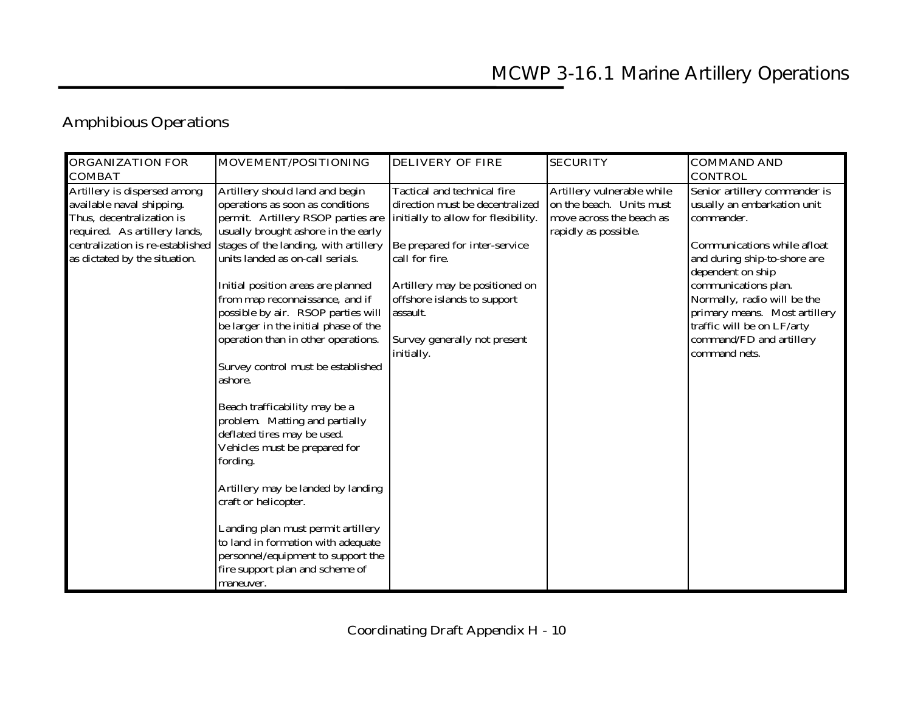## Amphibious Operations

| ORGANIZATION FOR COMBAT | MOVEMENT/POSITIONING | DELIVERY OF FIRE | SECURITY | COMMAND AND CONTROL |
|---|---|---|---|---|
| Artillery is dispersed among available naval shipping. Thus, decentralization is required. As artillery lands, centralization is re-established as dictated by the situation. | Artillery should land and begin operations as soon as conditions permit. Artillery RSOP parties are usually brought ashore in the early stages of the landing, with artillery units landed as on-call serials.<br><br>Initial position areas are planned from map reconnaissance, and if possible by air. RSOP parties will be larger in the initial phase of the operation than in other operations.<br><br>Survey control must be established ashore.<br><br>Beach trafficability may be a problem. Matting and partially deflated tires may be used. Vehicles must be prepared for fording.<br><br>Artillery may be landed by landing craft or helicopter.<br><br>Landing plan must permit artillery to land in formation with adequate personnel/equipment to support the fire support plan and scheme of maneuver. | Tactical and technical fire direction must be decentralized initially to allow for flexibility.<br><br>Be prepared for inter-service call for fire.<br><br>Artillery may be positioned on offshore islands to support assault.<br><br>Survey generally not present initially. | Artillery vulnerable while on the beach. Units must move across the beach as rapidly as possible. | Senior artillery commander is usually an embarkation unit commander.<br><br>Communications while afloat and during ship-to-shore are dependent on ship communications plan. Normally, radio will be the primary means. Most artillery traffic will be on LF/arty command/FD and artillery command nets. |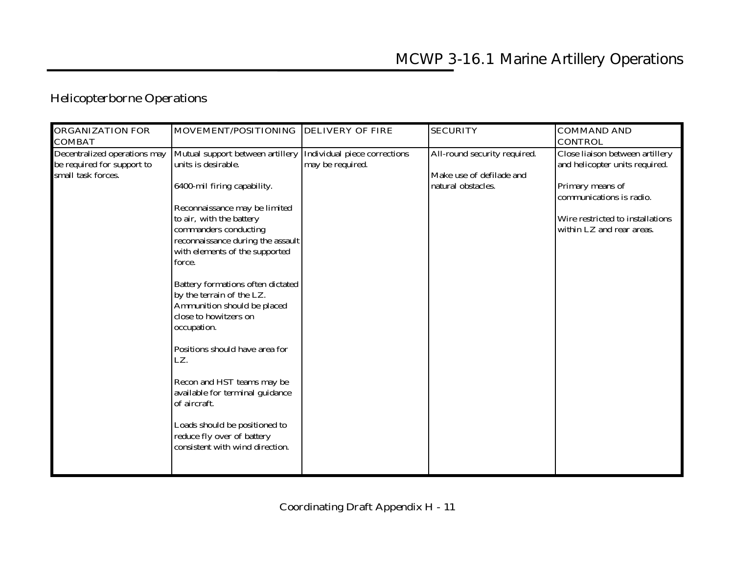## Helicopterborne Operations

| ORGANIZATION FOR COMBAT | MOVEMENT/POSITIONING | DELIVERY OF FIRE | SECURITY | COMMAND AND CONTROL |
|---|---|---|---|---|
| Decentralized operations may be required for support to small task forces. | Mutual support between artillery units is desirable.<br><br>6400-mil firing capability.<br><br>Reconnaissance may be limited to air, with the battery commanders conducting reconnaissance during the assault with elements of the supported force.<br><br>Battery formations often dictated by the terrain of the LZ. Ammunition should be placed close to howitzers on occupation.<br><br>Positions should have area for LZ.<br><br>Recon and HST teams may be available for terminal guidance of aircraft.<br><br>Loads should be positioned to reduce fly over of battery consistent with wind direction. | Individual piece corrections may be required. | All-round security required.<br><br>Make use of defilade and natural obstacles. | Close liaison between artillery and helicopter units required.<br><br>Primary means of communications is radio.<br><br>Wire restricted to installations within LZ and rear areas. |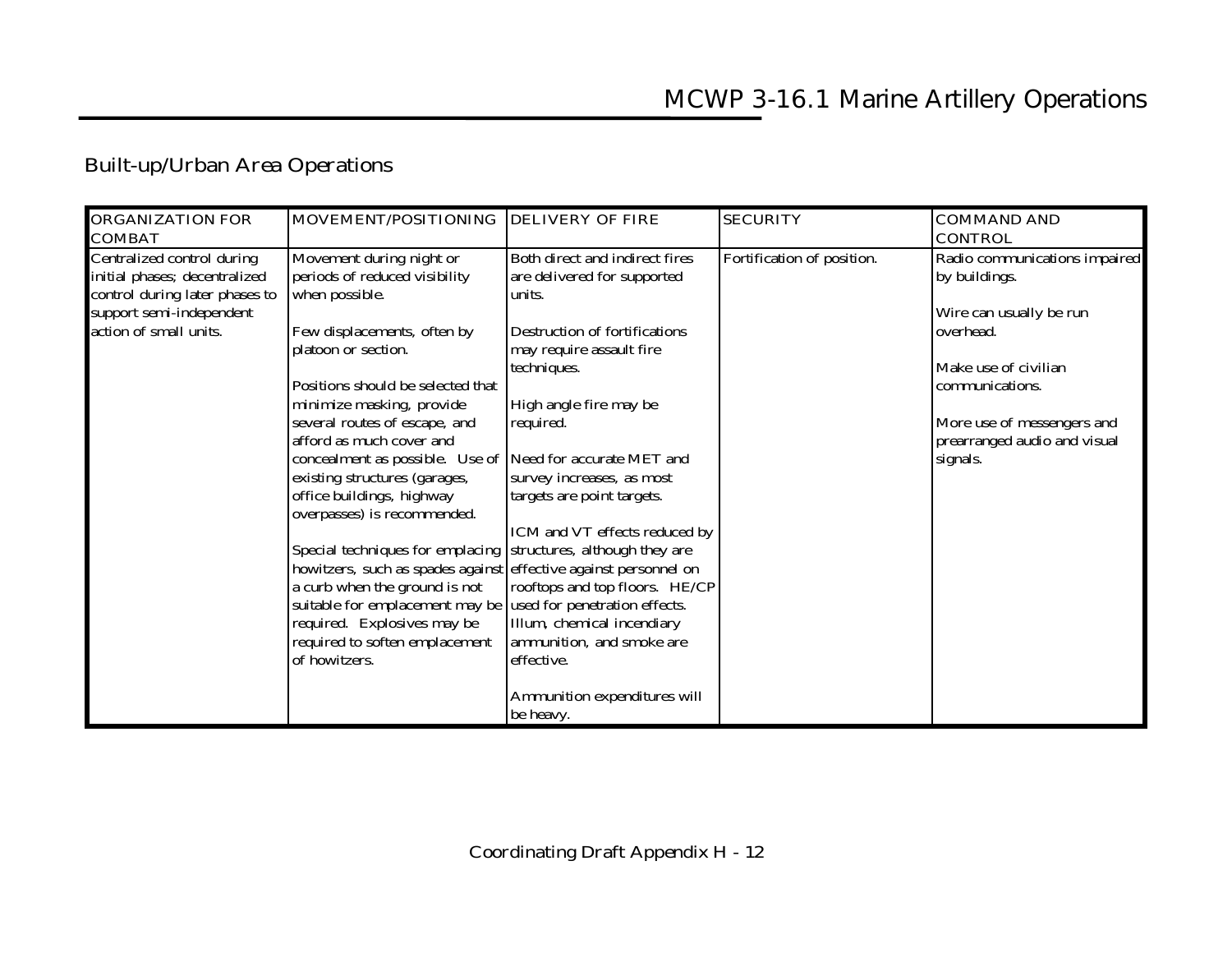## Built-up/Urban Area Operations

| ORGANIZATION FOR COMBAT | MOVEMENT/POSITIONING | DELIVERY OF FIRE | SECURITY | COMMAND AND CONTROL |
|---|---|---|---|---|
| Centralized control during initial phases; decentralized control during later phases to support semi-independent action of small units. | Movement during night or periods of reduced visibility when possible.<br><br>Few displacements, often by platoon or section.<br><br>Positions should be selected that minimize masking, provide several routes of escape, and afford as much cover and concealment as possible. Use of existing structures (garages, office buildings, highway overpasses) is recommended.<br><br>Special techniques for emplacing howitzers, such as spades against a curb when the ground is not suitable for emplacement may be required. Explosives may be required to soften emplacement of howitzers. | Both direct and indirect fires are delivered for supported units.<br><br>Destruction of fortifications may require assault fire techniques.<br><br>High angle fire may be required.<br><br>Need for accurate MET and survey increases, as most targets are point targets.<br><br>ICM and VT effects reduced by structures, although they are effective against personnel on rooftops and top floors. HE/CP used for penetration effects. Illum, chemical incendiary ammunition, and smoke are effective.<br><br>Ammunition expenditures will be heavy. | Fortification of position. | Radio communications impaired by buildings.<br><br>Wire can usually be run overhead.<br><br>Make use of civilian communications.<br><br>More use of messengers and prearranged audio and visual signals. |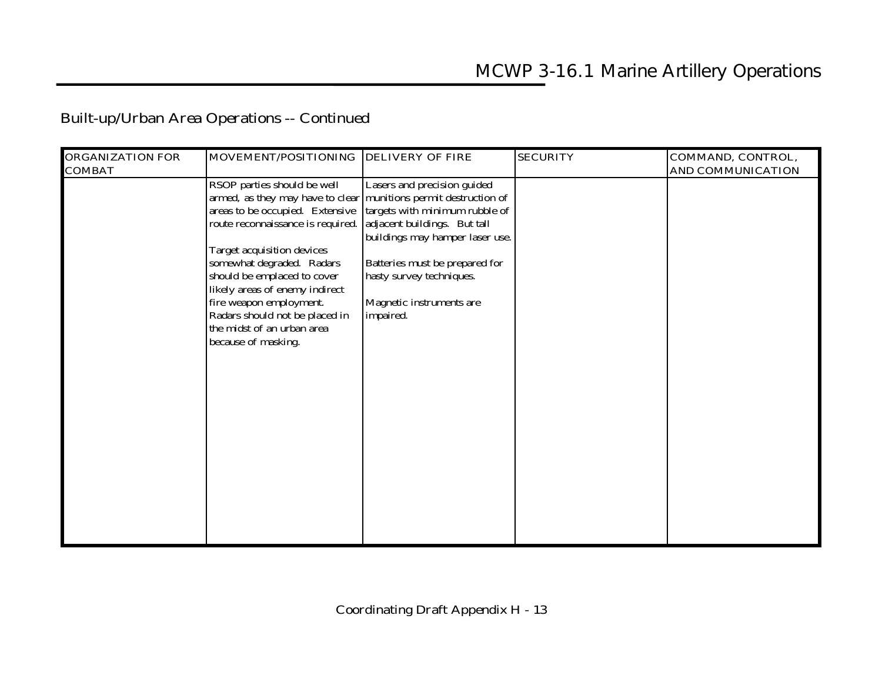Built-up/Urban Area Operations -- Continued

| ORGANIZATION FOR COMBAT | MOVEMENT/POSITIONING | DELIVERY OF FIRE | SECURITY | COMMAND, CONTROL, AND COMMUNICATION |
|---|---|---|---|---|
| | RSOP parties should be well armed, as they may have to clear areas to be occupied. Extensive route reconnaissance is required.<br><br>Target acquisition devices somewhat degraded. Radars should be emplaced to cover likely areas of enemy indirect fire weapon employment. Radars should not be placed in the midst of an urban area because of masking. | Lasers and precision guided munitions permit destruction of targets with minimum rubble of adjacent buildings. But tall buildings may hamper laser use.<br><br>Batteries must be prepared for hasty survey techniques.<br><br>Magnetic instruments are impaired. | | |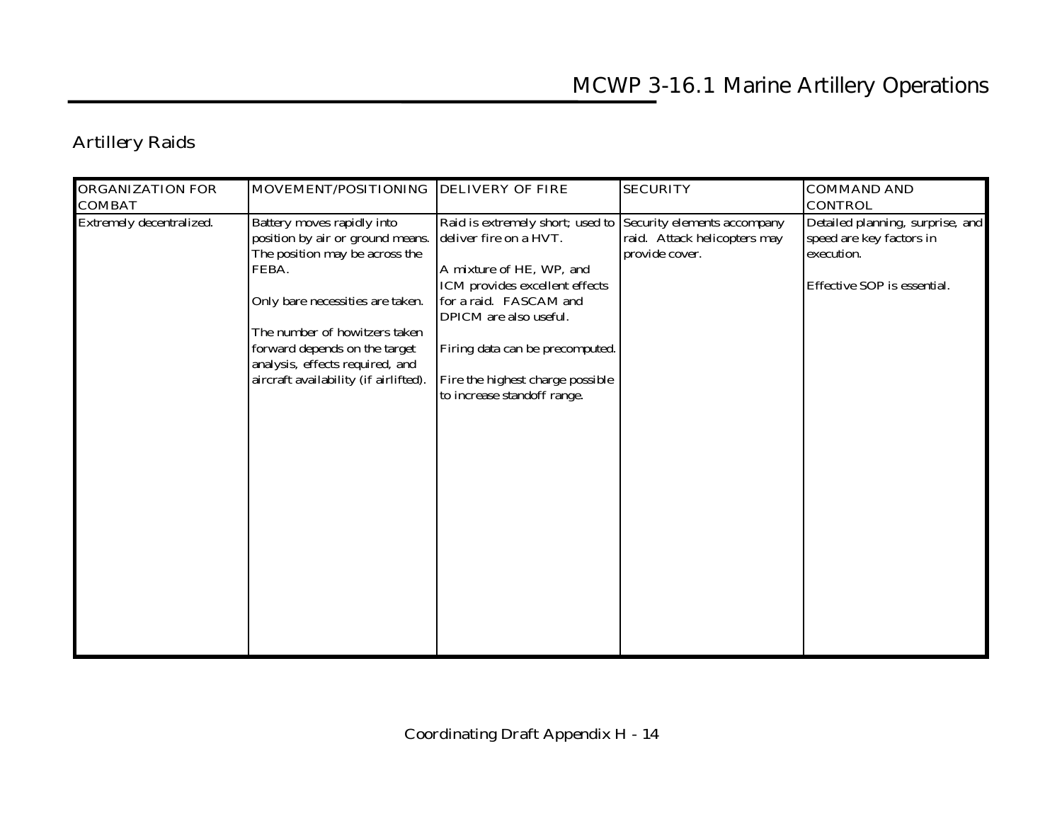## Artillery Raids

| ORGANIZATION FOR COMBAT | MOVEMENT/POSITIONING | DELIVERY OF FIRE | SECURITY | COMMAND AND CONTROL |
|---|---|---|---|---|
| Extremely decentralized. | Battery moves rapidly into position by air or ground means. The position may be across the FEBA.<br><br>Only bare necessities are taken.<br><br>The number of howitzers taken forward depends on the target analysis, effects required, and aircraft availability (if airlifted). | Raid is extremely short; used to deliver fire on a HVT.<br><br>A mixture of HE, WP, and ICM provides excellent effects for a raid. FASCAM and DPICM are also useful.<br><br>Firing data can be precomputed.<br><br>Fire the highest charge possible to increase standoff range. | Security elements accompany raid. Attack helicopters may provide cover. | Detailed planning, surprise, and speed are key factors in execution.<br><br>Effective SOP is essential. |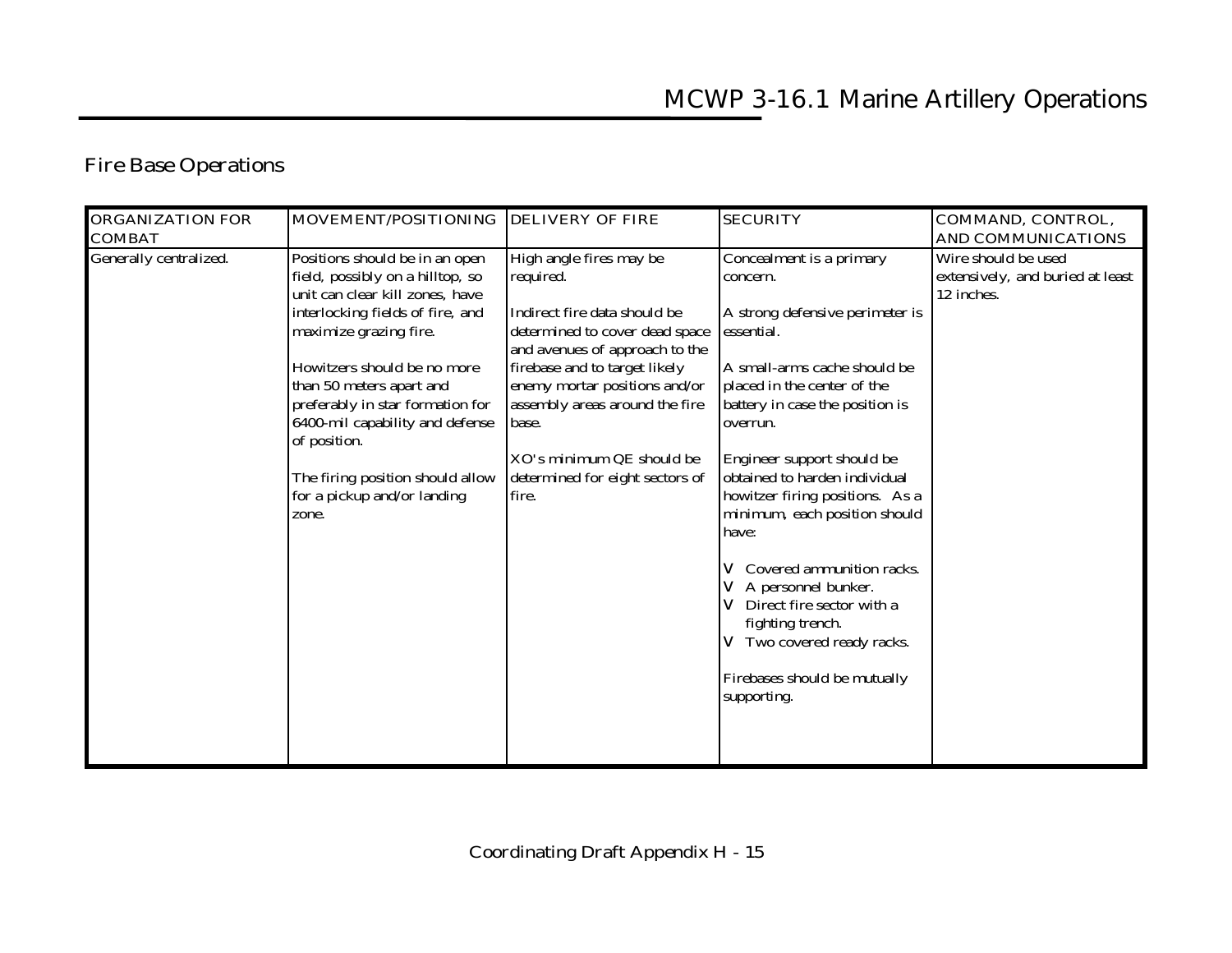## Fire Base Operations

| ORGANIZATION FOR COMBAT | MOVEMENT/POSITIONING | DELIVERY OF FIRE | SECURITY | COMMAND, CONTROL, AND COMMUNICATIONS |
|---|---|---|---|---|
| Generally centralized. | Positions should be in an open field, possibly on a hilltop, so unit can clear kill zones, have interlocking fields of fire, and maximize grazing fire.<br><br>Howitzers should be no more than 50 meters apart and preferably in star formation for 6400-mil capability and defense of position.<br><br>The firing position should allow for a pickup and/or landing zone. | High angle fires may be required.<br><br>Indirect fire data should be determined to cover dead space and avenues of approach to the firebase and to target likely enemy mortar positions and/or assembly areas around the fire base.<br><br>XO's minimum QE should be determined for eight sectors of fire. | Concealment is a primary concern.<br><br>A strong defensive perimeter is essential.<br><br>A small-arms cache should be placed in the center of the battery in case the position is overrun.<br><br>Engineer support should be obtained to harden individual howitzer firing positions. As a minimum, each position should have:<br><br>V Covered ammunition racks.<br>V A personnel bunker.<br>V Direct fire sector with a fighting trench.<br>V Two covered ready racks.<br><br>Firebases should be mutually supporting. | Wire should be used extensively, and buried at least 12 inches. |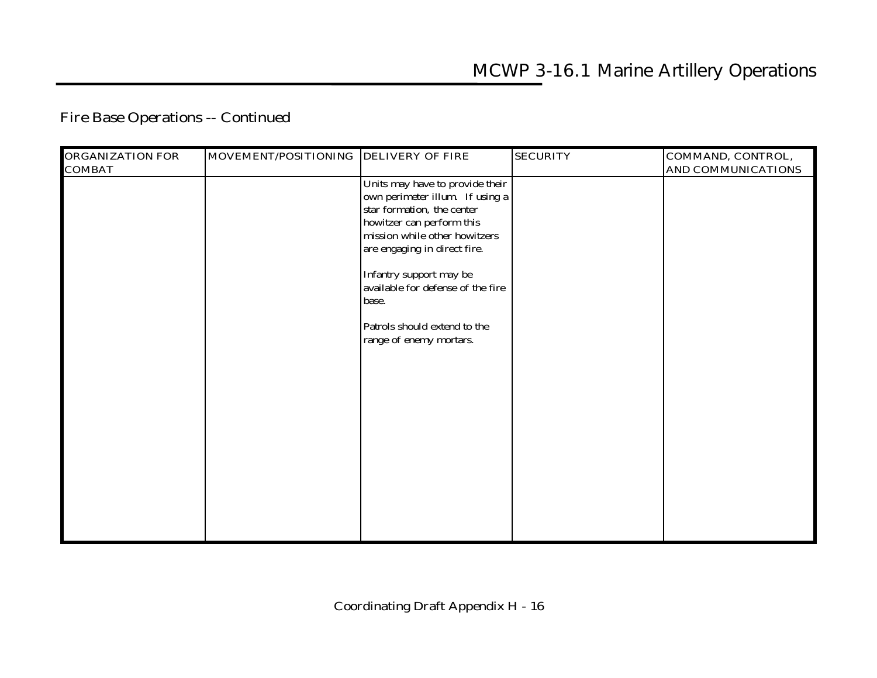Fire Base Operations -- Continued

| ORGANIZATION FOR COMBAT | MOVEMENT/POSITIONING | DELIVERY OF FIRE | SECURITY | COMMAND, CONTROL, AND COMMUNICATIONS |
|---|---|---|---|---|
| | | Units may have to provide their own perimeter illum. If using a star formation, the center howitzer can perform this mission while other howitzers are engaging in direct fire.<br><br>Infantry support may be available for defense of the fire base.<br><br>Patrols should extend to the range of enemy mortars. | | |